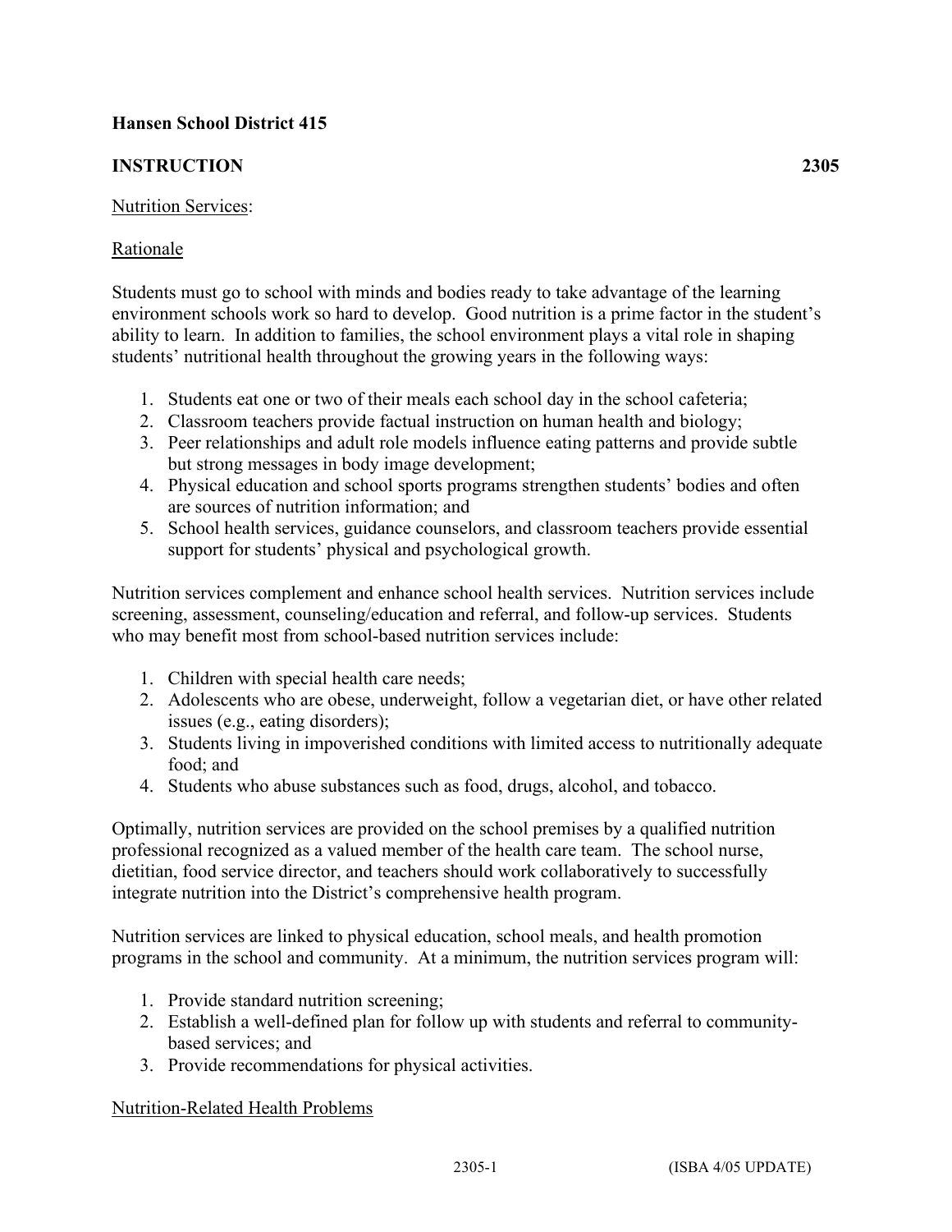**Hansen School District 415**

**INSTRUCTION** **2305**

Nutrition Services:

Rationale

Students must go to school with minds and bodies ready to take advantage of the learning environment schools work so hard to develop. Good nutrition is a prime factor in the student's ability to learn. In addition to families, the school environment plays a vital role in shaping students' nutritional health throughout the growing years in the following ways:

1. Students eat one or two of their meals each school day in the school cafeteria;
2. Classroom teachers provide factual instruction on human health and biology;
3. Peer relationships and adult role models influence eating patterns and provide subtle but strong messages in body image development;
4. Physical education and school sports programs strengthen students' bodies and often are sources of nutrition information; and
5. School health services, guidance counselors, and classroom teachers provide essential support for students' physical and psychological growth.

Nutrition services complement and enhance school health services. Nutrition services include screening, assessment, counseling/education and referral, and follow-up services. Students who may benefit most from school-based nutrition services include:

1. Children with special health care needs;
2. Adolescents who are obese, underweight, follow a vegetarian diet, or have other related issues (e.g., eating disorders);
3. Students living in impoverished conditions with limited access to nutritionally adequate food; and
4. Students who abuse substances such as food, drugs, alcohol, and tobacco.

Optimally, nutrition services are provided on the school premises by a qualified nutrition professional recognized as a valued member of the health care team. The school nurse, dietitian, food service director, and teachers should work collaboratively to successfully integrate nutrition into the District's comprehensive health program.

Nutrition services are linked to physical education, school meals, and health promotion programs in the school and community. At a minimum, the nutrition services program will:

1. Provide standard nutrition screening;
2. Establish a well-defined plan for follow up with students and referral to community-based services; and
3. Provide recommendations for physical activities.

Nutrition-Related Health Problems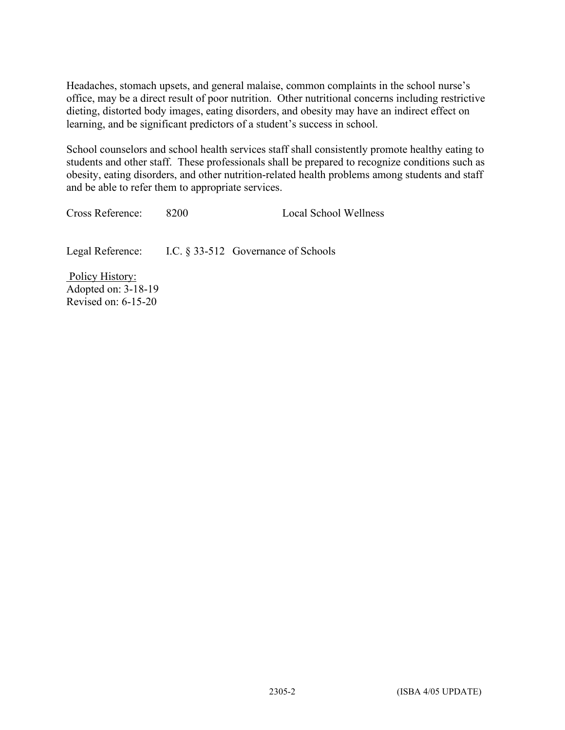Headaches, stomach upsets, and general malaise, common complaints in the school nurse's office, may be a direct result of poor nutrition. Other nutritional concerns including restrictive dieting, distorted body images, eating disorders, and obesity may have an indirect effect on learning, and be significant predictors of a student's success in school.

School counselors and school health services staff shall consistently promote healthy eating to students and other staff. These professionals shall be prepared to recognize conditions such as obesity, eating disorders, and other nutrition-related health problems among students and staff and be able to refer them to appropriate services.

| | | |
|---|---|---|
| Cross Reference: | 8200 | Local School Wellness |

| | | |
|---|---|---|
| Legal Reference: | I.C. § 33-512 | Governance of Schools |

Policy History:
Adopted on: 3-18-19
Revised on: 6-15-20